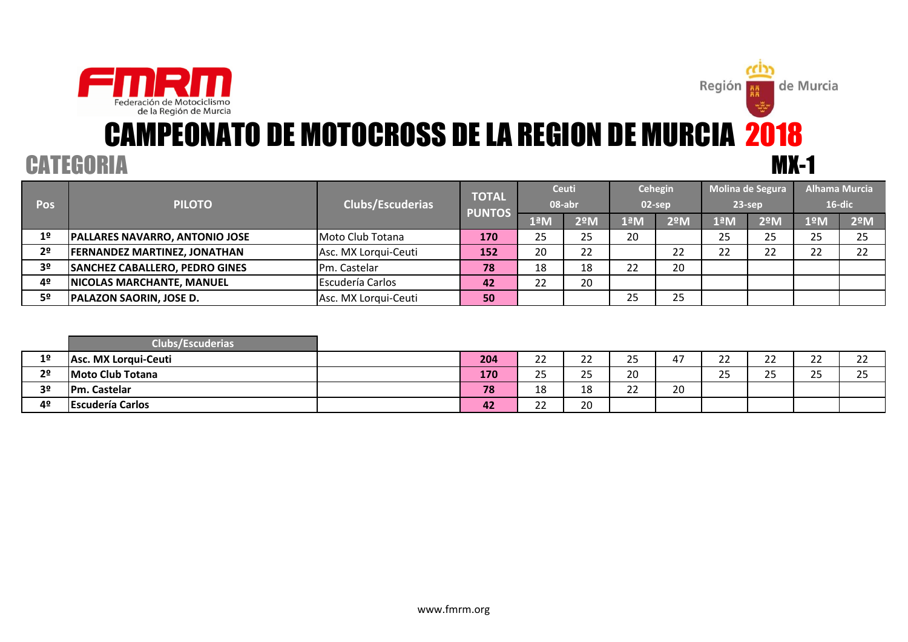FMRM Federación de Motociclismo de la Región de Murcia

Región de Murcia

# CAMPEONATO DE MOTOCROSS DE LA REGION DE MURCIA 2018

## CATEGORIA MX-1

| Pos | PILOTO | Clubs/Escuderias | TOTAL PUNTOS | Ceuti 08-abr | | Cehegin 02-sep | | Molina de Segura 23-sep | | Alhama Murcia 16-dic | |
|---|---|---|---|---|---|---|---|---|---|---|---|
| | | | | 1ªM | 2ºM | 1ªM | 2ºM | 1ªM | 2ºM | 1ºM | 2ºM |
| 1º | PALLARES NAVARRO, ANTONIO JOSE | Moto Club Totana | 170 | 25 | 25 | 20 | | 25 | 25 | 25 | 25 |
| 2º | FERNANDEZ MARTINEZ, JONATHAN | Asc. MX Lorqui-Ceuti | 152 | 20 | 22 | | 22 | 22 | 22 | 22 | 22 |
| 3º | SANCHEZ CABALLERO, PEDRO GINES | Pm. Castelar | 78 | 18 | 18 | 22 | 20 | | | | |
| 4º | NICOLAS MARCHANTE, MANUEL | Escudería Carlos | 42 | 22 | 20 | | | | | | |
| 5º | PALAZON SAORIN, JOSE D. | Asc. MX Lorqui-Ceuti | 50 | | | 25 | 25 | | | | |

| | Clubs/Escuderias | | | | | | | | | | |
|---|---|---|---|---|---|---|---|---|---|---|---|
| 1º | Asc. MX Lorqui-Ceuti | | 204 | 22 | 22 | 25 | 47 | 22 | 22 | 22 | 22 |
| 2º | Moto Club Totana | | 170 | 25 | 25 | 20 | | 25 | 25 | 25 | 25 |
| 3º | Pm. Castelar | | 78 | 18 | 18 | 22 | 20 | | | | |
| 4º | Escudería Carlos | | 42 | 22 | 20 | | | | | | |

www.fmrm.org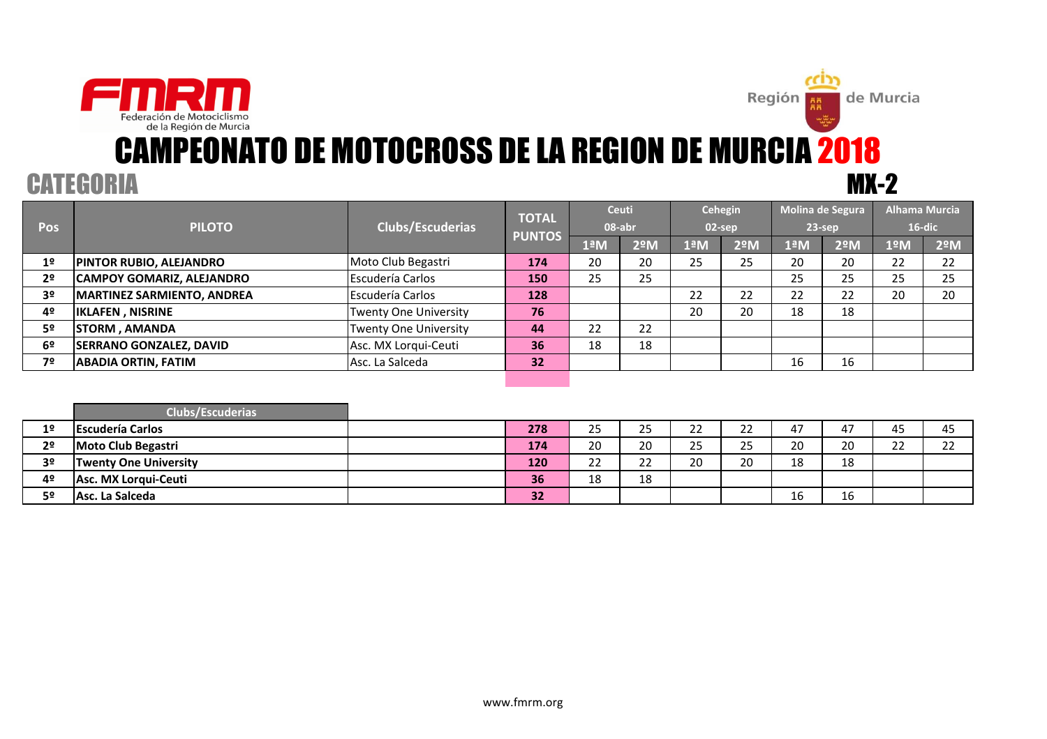FMRM Federación de Motociclismo de la Región de Murcia

Región de Murcia

# CAMPEONATO DE MOTOCROSS DE LA REGION DE MURCIA 2018

## CATEGORIA MX-2

| Pos | PILOTO | Clubs/Escuderias | TOTAL PUNTOS | Ceuti 08-abr | | Cehegin 02-sep | | Molina de Segura 23-sep | | Alhama Murcia 16-dic | |
|---|---|---|---|---|---|---|---|---|---|---|---|
| | | | | 1ªM | 2ºM | 1ªM | 2ºM | 1ªM | 2ºM | 1ºM | 2ºM |
| 1º | **PINTOR RUBIO, ALEJANDRO** | Moto Club Begastri | **174** | 20 | 20 | 25 | 25 | 20 | 20 | 22 | 22 |
| 2º | **CAMPOY GOMARIZ, ALEJANDRO** | Escudería Carlos | **150** | 25 | 25 | | | 25 | 25 | 25 | 25 |
| 3º | **MARTINEZ SARMIENTO, ANDREA** | Escudería Carlos | **128** | | | 22 | 22 | 22 | 22 | 20 | 20 |
| 4º | **IKLAFEN , NISRINE** | Twenty One University | **76** | | | 20 | 20 | 18 | 18 | | |
| 5º | **STORM , AMANDA** | Twenty One University | **44** | 22 | 22 | | | | | | |
| 6º | **SERRANO GONZALEZ, DAVID** | Asc. MX Lorqui-Ceuti | **36** | 18 | 18 | | | | | | |
| 7º | **ABADIA ORTIN, FATIM** | Asc. La Salceda | **32** | | | | | 16 | 16 | | |

| | Clubs/Escuderias | | | | | | | | | | |
|---|---|---|---|---|---|---|---|---|---|---|---|
| 1º | **Escudería Carlos** | | **278** | 25 | 25 | 22 | 22 | 47 | 47 | 45 | 45 |
| 2º | **Moto Club Begastri** | | **174** | 20 | 20 | 25 | 25 | 20 | 20 | 22 | 22 |
| 3º | **Twenty One University** | | **120** | 22 | 22 | 20 | 20 | 18 | 18 | | |
| 4º | **Asc. MX Lorqui-Ceuti** | | **36** | 18 | 18 | | | | | | |
| 5º | **Asc. La Salceda** | | **32** | | | | | 16 | 16 | | |

www.fmrm.org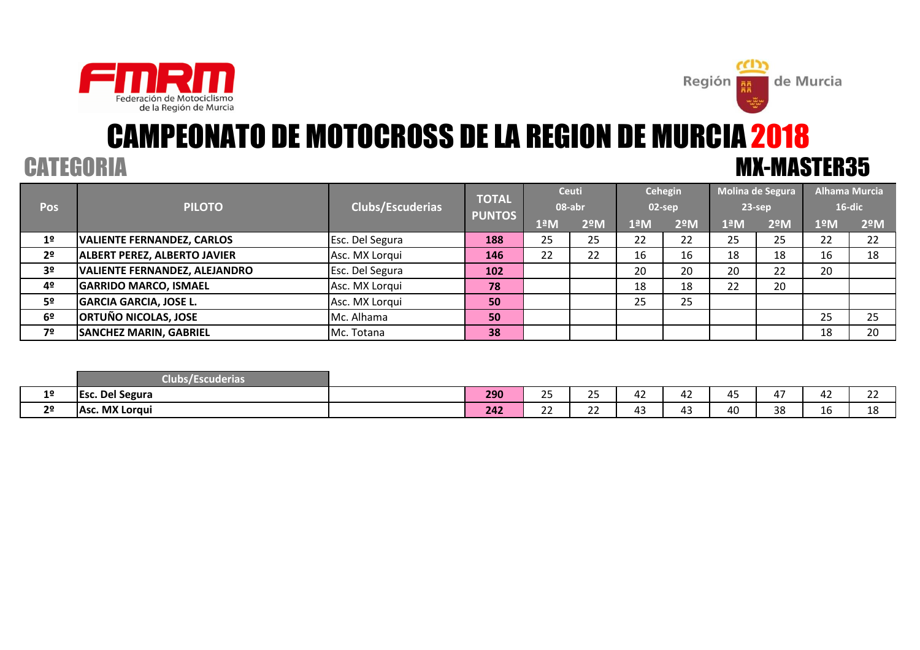FMRM Federación de Motociclismo de la Región de Murcia

Región de Murcia

# CAMPEONATO DE MOTOCROSS DE LA REGION DE MURCIA 2018

## CATEGORIA MX-MASTER35

| Pos | PILOTO | Clubs/Escuderias | TOTAL PUNTOS | Ceuti 08-abr | | Cehegin 02-sep | | Molina de Segura 23-sep | | Alhama Murcia 16-dic | |
|---|---|---|---|---|---|---|---|---|---|---|---|
| | | | | 1ªM | 2ºM | 1ªM | 2ºM | 1ªM | 2ºM | 1ºM | 2ºM |
| 1º | VALIENTE FERNANDEZ, CARLOS | Esc. Del Segura | 188 | 25 | 25 | 22 | 22 | 25 | 25 | 22 | 22 |
| 2º | ALBERT PEREZ, ALBERTO JAVIER | Asc. MX Lorqui | 146 | 22 | 22 | 16 | 16 | 18 | 18 | 16 | 18 |
| 3º | VALIENTE FERNANDEZ, ALEJANDRO | Esc. Del Segura | 102 | | | 20 | 20 | 20 | 22 | 20 | |
| 4º | GARRIDO MARCO, ISMAEL | Asc. MX Lorqui | 78 | | | 18 | 18 | 22 | 20 | | |
| 5º | GARCIA GARCIA, JOSE L. | Asc. MX Lorqui | 50 | | | 25 | 25 | | | | |
| 6º | ORTUÑO NICOLAS, JOSE | Mc. Alhama | 50 | | | | | | | 25 | 25 |
| 7º | SANCHEZ MARIN, GABRIEL | Mc. Totana | 38 | | | | | | | 18 | 20 |

| Pos | Clubs/Escuderias | | TOTAL PUNTOS | Ceuti 1ªM | Ceuti 2ºM | Cehegin 1ªM | Cehegin 2ºM | Molina 1ªM | Molina 2ºM | Alhama 1ºM | Alhama 2ºM |
|---|---|---|---|---|---|---|---|---|---|---|---|
| 1º | Esc. Del Segura | | 290 | 25 | 25 | 42 | 42 | 45 | 47 | 42 | 22 |
| 2º | Asc. MX Lorqui | | 242 | 22 | 22 | 43 | 43 | 40 | 38 | 16 | 18 |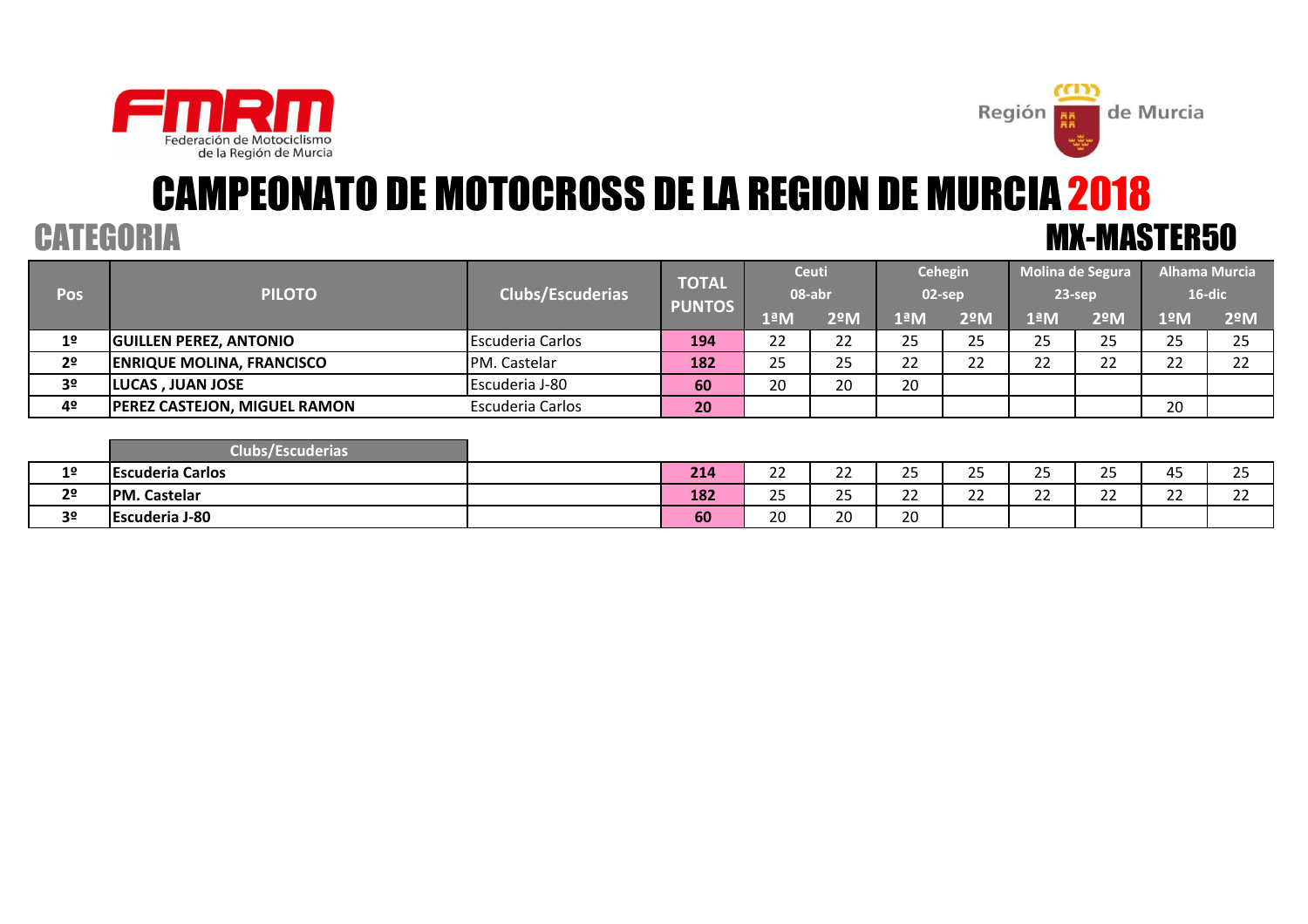FMRM Federación de Motociclismo de la Región de Murcia

Región de Murcia

# CAMPEONATO DE MOTOCROSS DE LA REGION DE MURCIA 2018

## CATEGORIA MX-MASTER50

| Pos | PILOTO | Clubs/Escuderias | TOTAL PUNTOS | Ceuti 08-abr | | Cehegin 02-sep | | Molina de Segura 23-sep | | Alhama Murcia 16-dic | |
|---|---|---|---|---|---|---|---|---|---|---|---|
| | | | | 1ªM | 2ºM | 1ªM | 2ºM | 1ªM | 2ºM | 1ºM | 2ºM |
| 1º | **GUILLEN PEREZ, ANTONIO** | Escuderia Carlos | **194** | 22 | 22 | 25 | 25 | 25 | 25 | 25 | 25 |
| 2º | **ENRIQUE MOLINA, FRANCISCO** | PM. Castelar | **182** | 25 | 25 | 22 | 22 | 22 | 22 | 22 | 22 |
| 3º | **LUCAS , JUAN JOSE** | Escuderia J-80 | **60** | 20 | 20 | 20 | | | | | |
| 4º | **PEREZ CASTEJON, MIGUEL RAMON** | Escuderia Carlos | **20** | | | | | | | 20 | |

| | Clubs/Escuderias | | | | | | | | | | |
|---|---|---|---|---|---|---|---|---|---|---|---|
| 1º | **Escuderia Carlos** | | **214** | 22 | 22 | 25 | 25 | 25 | 25 | 45 | 25 |
| 2º | **PM. Castelar** | | **182** | 25 | 25 | 22 | 22 | 22 | 22 | 22 | 22 |
| 3º | **Escuderia J-80** | | **60** | 20 | 20 | 20 | | | | | |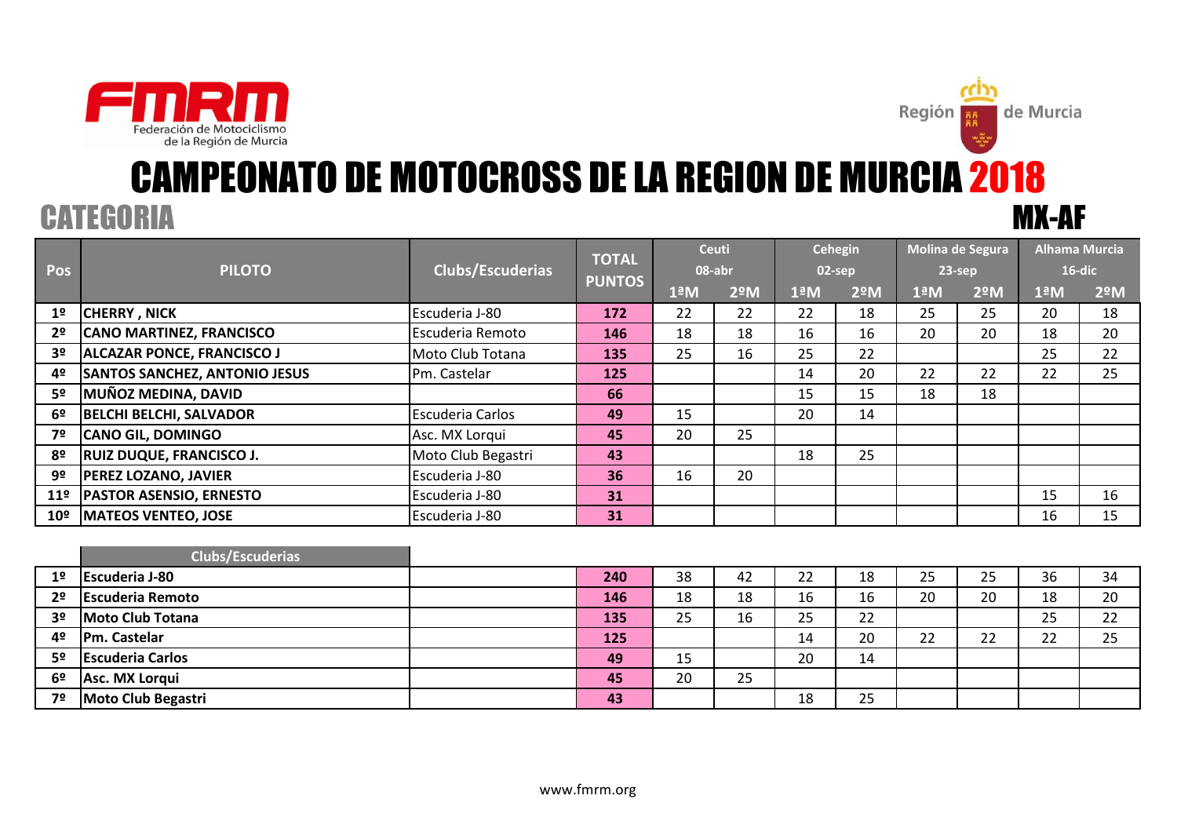FMRM Federación de Motociclismo de la Región de Murcia

Región de Murcia

# CAMPEONATO DE MOTOCROSS DE LA REGION DE MURCIA 2018

## CATEGORIA MX-AF

| Pos | PILOTO | Clubs/Escuderias | TOTAL PUNTOS | Ceuti 08-abr | | Cehegin 02-sep | | Molina de Segura 23-sep | | Alhama Murcia 16-dic | |
|---|---|---|---|---|---|---|---|---|---|---|---|
| | | | | 1ªM | 2ºM | 1ªM | 2ºM | 1ªM | 2ºM | 1ªM | 2ºM |
| 1º | **CHERRY , NICK** | Escuderia J-80 | **172** | 22 | 22 | 22 | 18 | 25 | 25 | 20 | 18 |
| 2º | **CANO MARTINEZ, FRANCISCO** | Escuderia Remoto | **146** | 18 | 18 | 16 | 16 | 20 | 20 | 18 | 20 |
| 3º | **ALCAZAR PONCE, FRANCISCO J** | Moto Club Totana | **135** | 25 | 16 | 25 | 22 | | | 25 | 22 |
| 4º | **SANTOS SANCHEZ, ANTONIO JESUS** | Pm. Castelar | **125** | | | 14 | 20 | 22 | 22 | 22 | 25 |
| 5º | **MUÑOZ MEDINA, DAVID** | | **66** | | | 15 | 15 | 18 | 18 | | |
| 6º | **BELCHI BELCHI, SALVADOR** | Escuderia Carlos | **49** | 15 | | 20 | 14 | | | | |
| 7º | **CANO GIL, DOMINGO** | Asc. MX Lorqui | **45** | 20 | 25 | | | | | | |
| 8º | **RUIZ DUQUE, FRANCISCO J.** | Moto Club Begastri | **43** | | | 18 | 25 | | | | |
| 9º | **PEREZ LOZANO, JAVIER** | Escuderia J-80 | **36** | 16 | 20 | | | | | | |
| 11º | **PASTOR ASENSIO, ERNESTO** | Escuderia J-80 | **31** | | | | | | | 15 | 16 |
| 10º | **MATEOS VENTEO, JOSE** | Escuderia J-80 | **31** | | | | | | | 16 | 15 |

| Pos | Clubs/Escuderias | TOTAL PUNTOS | Ceuti 1ªM | Ceuti 2ºM | Cehegin 1ªM | Cehegin 2ºM | Molina de Segura 1ªM | Molina de Segura 2ºM | Alhama Murcia 1ªM | Alhama Murcia 2ºM |
|---|---|---|---|---|---|---|---|---|---|---|
| 1º | **Escuderia J-80** | **240** | 38 | 42 | 22 | 18 | 25 | 25 | 36 | 34 |
| 2º | **Escuderia Remoto** | **146** | 18 | 18 | 16 | 16 | 20 | 20 | 18 | 20 |
| 3º | **Moto Club Totana** | **135** | 25 | 16 | 25 | 22 | | | 25 | 22 |
| 4º | **Pm. Castelar** | **125** | | | 14 | 20 | 22 | 22 | 22 | 25 |
| 5º | **Escuderia Carlos** | **49** | 15 | | 20 | 14 | | | | |
| 6º | **Asc. MX Lorqui** | **45** | 20 | 25 | | | | | | |
| 7º | **Moto Club Begastri** | **43** | | | 18 | 25 | | | | |

www.fmrm.org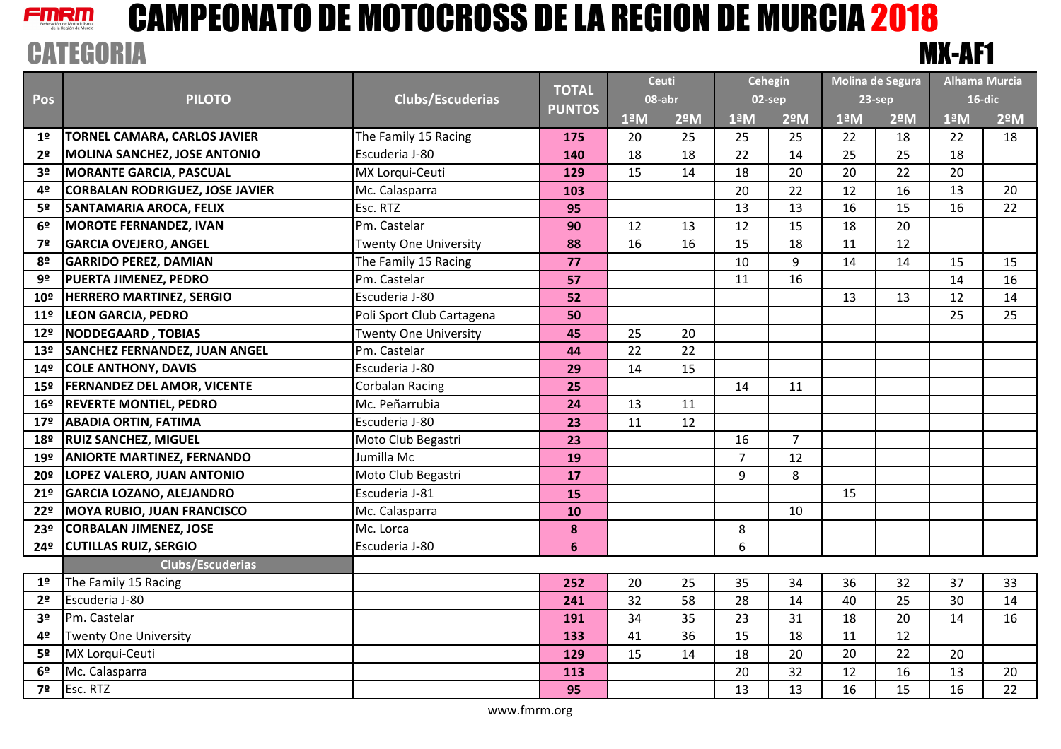# CAMPEONATO DE MOTOCROSS DE LA REGION DE MURCIA 2018

## CATEGORIA MX-AF1

| Pos | PILOTO | Clubs/Escuderias | TOTAL PUNTOS | Ceuti 08-abr | | Cehegin 02-sep | | Molina de Segura 23-sep | | Alhama Murcia 16-dic | |
|---|---|---|---|---|---|---|---|---|---|---|---|
| | | | | 1ªM | 2ªM | 1ªM | 2ªM | 1ªM | 2ªM | 1ªM | 2ªM |
| 1º | TORNEL CAMARA, CARLOS JAVIER | The Family 15 Racing | 175 | 20 | 25 | 25 | 25 | 22 | 18 | 22 | 18 |
| 2º | MOLINA SANCHEZ, JOSE ANTONIO | Escuderia J-80 | 140 | 18 | 18 | 22 | 14 | 25 | 25 | 18 | |
| 3º | MORANTE GARCIA, PASCUAL | MX Lorqui-Ceuti | 129 | 15 | 14 | 18 | 20 | 20 | 22 | 20 | |
| 4º | CORBALAN RODRIGUEZ, JOSE JAVIER | Mc. Calasparra | 103 | | | 20 | 22 | 12 | 16 | 13 | 20 |
| 5º | SANTAMARIA AROCA, FELIX | Esc. RTZ | 95 | | | 13 | 13 | 16 | 15 | 16 | 22 |
| 6º | MOROTE FERNANDEZ, IVAN | Pm. Castelar | 90 | 12 | 13 | 12 | 15 | 18 | 20 | | |
| 7º | GARCIA OVEJERO, ANGEL | Twenty One University | 88 | 16 | 16 | 15 | 18 | 11 | 12 | | |
| 8º | GARRIDO PEREZ, DAMIAN | The Family 15 Racing | 77 | | | 10 | 9 | 14 | 14 | 15 | 15 |
| 9º | PUERTA JIMENEZ, PEDRO | Pm. Castelar | 57 | | | 11 | 16 | | | 14 | 16 |
| 10º | HERRERO MARTINEZ, SERGIO | Escuderia J-80 | 52 | | | | | 13 | 13 | 12 | 14 |
| 11º | LEON GARCIA, PEDRO | Poli Sport Club Cartagena | 50 | | | | | | | 25 | 25 |
| 12º | NODDEGAARD , TOBIAS | Twenty One University | 45 | 25 | 20 | | | | | | |
| 13º | SANCHEZ FERNANDEZ, JUAN ANGEL | Pm. Castelar | 44 | 22 | 22 | | | | | | |
| 14º | COLE ANTHONY, DAVIS | Escuderia J-80 | 29 | 14 | 15 | | | | | | |
| 15º | FERNANDEZ DEL AMOR, VICENTE | Corbalan Racing | 25 | | | 14 | 11 | | | | |
| 16º | REVERTE MONTIEL, PEDRO | Mc. Peñarrubia | 24 | 13 | 11 | | | | | | |
| 17º | ABADIA ORTIN, FATIMA | Escuderia J-80 | 23 | 11 | 12 | | | | | | |
| 18º | RUIZ SANCHEZ, MIGUEL | Moto Club Begastri | 23 | | | 16 | 7 | | | | |
| 19º | ANIORTE MARTINEZ, FERNANDO | Jumilla Mc | 19 | | | 7 | 12 | | | | |
| 20º | LOPEZ VALERO, JUAN ANTONIO | Moto Club Begastri | 17 | | | 9 | 8 | | | | |
| 21º | GARCIA LOZANO, ALEJANDRO | Escuderia J-81 | 15 | | | | | 15 | | | |
| 22º | MOYA RUBIO, JUAN FRANCISCO | Mc. Calasparra | 10 | | | | 10 | | | | |
| 23º | CORBALAN JIMENEZ, JOSE | Mc. Lorca | 8 | | | 8 | | | | | |
| 24º | CUTILLAS RUIZ, SERGIO | Escuderia J-80 | 6 | | | 6 | | | | | |

| Pos | Clubs/Escuderias | | TOTAL PUNTOS | Ceuti 1ªM | Ceuti 2ªM | Cehegin 1ªM | Cehegin 2ªM | Molina de Segura 1ªM | Molina de Segura 2ªM | Alhama Murcia 1ªM | Alhama Murcia 2ªM |
|---|---|---|---|---|---|---|---|---|---|---|---|
| 1º | The Family 15 Racing | | 252 | 20 | 25 | 35 | 34 | 36 | 32 | 37 | 33 |
| 2º | Escuderia J-80 | | 241 | 32 | 58 | 28 | 14 | 40 | 25 | 30 | 14 |
| 3º | Pm. Castelar | | 191 | 34 | 35 | 23 | 31 | 18 | 20 | 14 | 16 |
| 4º | Twenty One University | | 133 | 41 | 36 | 15 | 18 | 11 | 12 | | |
| 5º | MX Lorqui-Ceuti | | 129 | 15 | 14 | 18 | 20 | 20 | 22 | 20 | |
| 6º | Mc. Calasparra | | 113 | | | 20 | 32 | 12 | 16 | 13 | 20 |
| 7º | Esc. RTZ | | 95 | | | 13 | 13 | 16 | 15 | 16 | 22 |

www.fmrm.org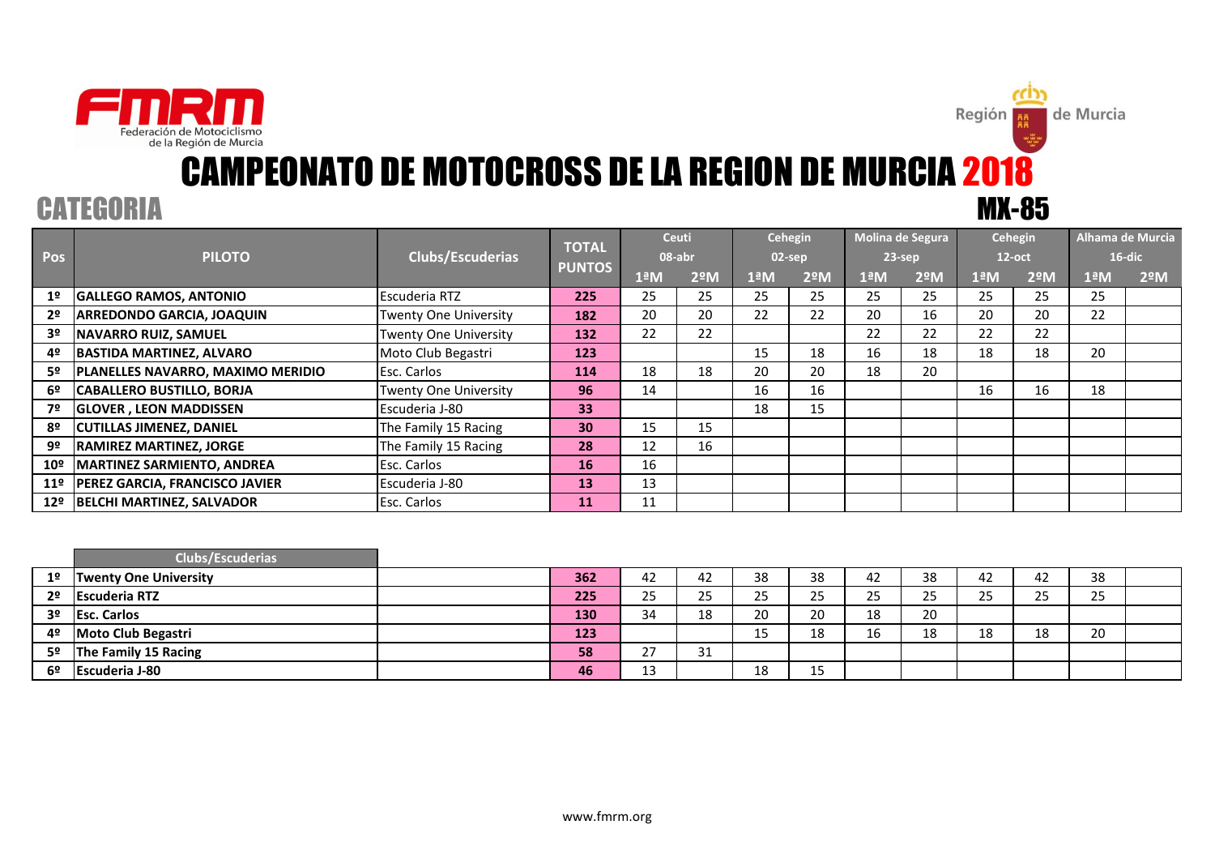FMRM Federación de Motociclismo de la Región de Murcia

Región de Murcia

# CAMPEONATO DE MOTOCROSS DE LA REGION DE MURCIA 2018

## CATEGORIA MX-85

| Pos | PILOTO | Clubs/Escuderias | TOTAL PUNTOS | Ceuti 08-abr | | Cehegin 02-sep | | Molina de Segura 23-sep | | Cehegin 12-oct | | Alhama de Murcia 16-dic | |
|---|---|---|---|---|---|---|---|---|---|---|---|---|---|
| | | | | 1ªM | 2ºM | 1ªM | 2ºM | 1ªM | 2ºM | 1ªM | 2ºM | 1ªM | 2ºM |
| 1º | **GALLEGO RAMOS, ANTONIO** | Escuderia RTZ | **225** | 25 | 25 | 25 | 25 | 25 | 25 | 25 | 25 | 25 | |
| 2º | **ARREDONDO GARCIA, JOAQUIN** | Twenty One University | **182** | 20 | 20 | 22 | 22 | 20 | 16 | 20 | 20 | 22 | |
| 3º | **NAVARRO RUIZ, SAMUEL** | Twenty One University | **132** | 22 | 22 | | | 22 | 22 | 22 | 22 | | |
| 4º | **BASTIDA MARTINEZ, ALVARO** | Moto Club Begastri | **123** | | | 15 | 18 | 16 | 18 | 18 | 18 | 20 | |
| 5º | **PLANELLES NAVARRO, MAXIMO MERIDIO** | Esc. Carlos | **114** | 18 | 18 | 20 | 20 | 18 | 20 | | | | |
| 6º | **CABALLERO BUSTILLO, BORJA** | Twenty One University | **96** | 14 | | 16 | 16 | | | 16 | 16 | 18 | |
| 7º | **GLOVER , LEON MADDISSEN** | Escuderia J-80 | **33** | | | 18 | 15 | | | | | | |
| 8º | **CUTILLAS JIMENEZ, DANIEL** | The Family 15 Racing | **30** | 15 | 15 | | | | | | | | |
| 9º | **RAMIREZ MARTINEZ, JORGE** | The Family 15 Racing | **28** | 12 | 16 | | | | | | | | |
| 10º | **MARTINEZ SARMIENTO, ANDREA** | Esc. Carlos | **16** | 16 | | | | | | | | | |
| 11º | **PEREZ GARCIA, FRANCISCO JAVIER** | Escuderia J-80 | **13** | 13 | | | | | | | | | |
| 12º | **BELCHI MARTINEZ, SALVADOR** | Esc. Carlos | **11** | 11 | | | | | | | | | |

| | Clubs/Escuderias | | | | | | | | | | | | |
|---|---|---|---|---|---|---|---|---|---|---|---|---|---|
| 1º | **Twenty One University** | | **362** | 42 | 42 | 38 | 38 | 42 | 38 | 42 | 42 | 38 | |
| 2º | **Escuderia RTZ** | | **225** | 25 | 25 | 25 | 25 | 25 | 25 | 25 | 25 | 25 | |
| 3º | **Esc. Carlos** | | **130** | 34 | 18 | 20 | 20 | 18 | 20 | | | | |
| 4º | **Moto Club Begastri** | | **123** | | | 15 | 18 | 16 | 18 | 18 | 18 | 20 | |
| 5º | **The Family 15 Racing** | | **58** | 27 | 31 | | | | | | | | |
| 6º | **Escuderia J-80** | | **46** | 13 | | 18 | 15 | | | | | | |

www.fmrm.org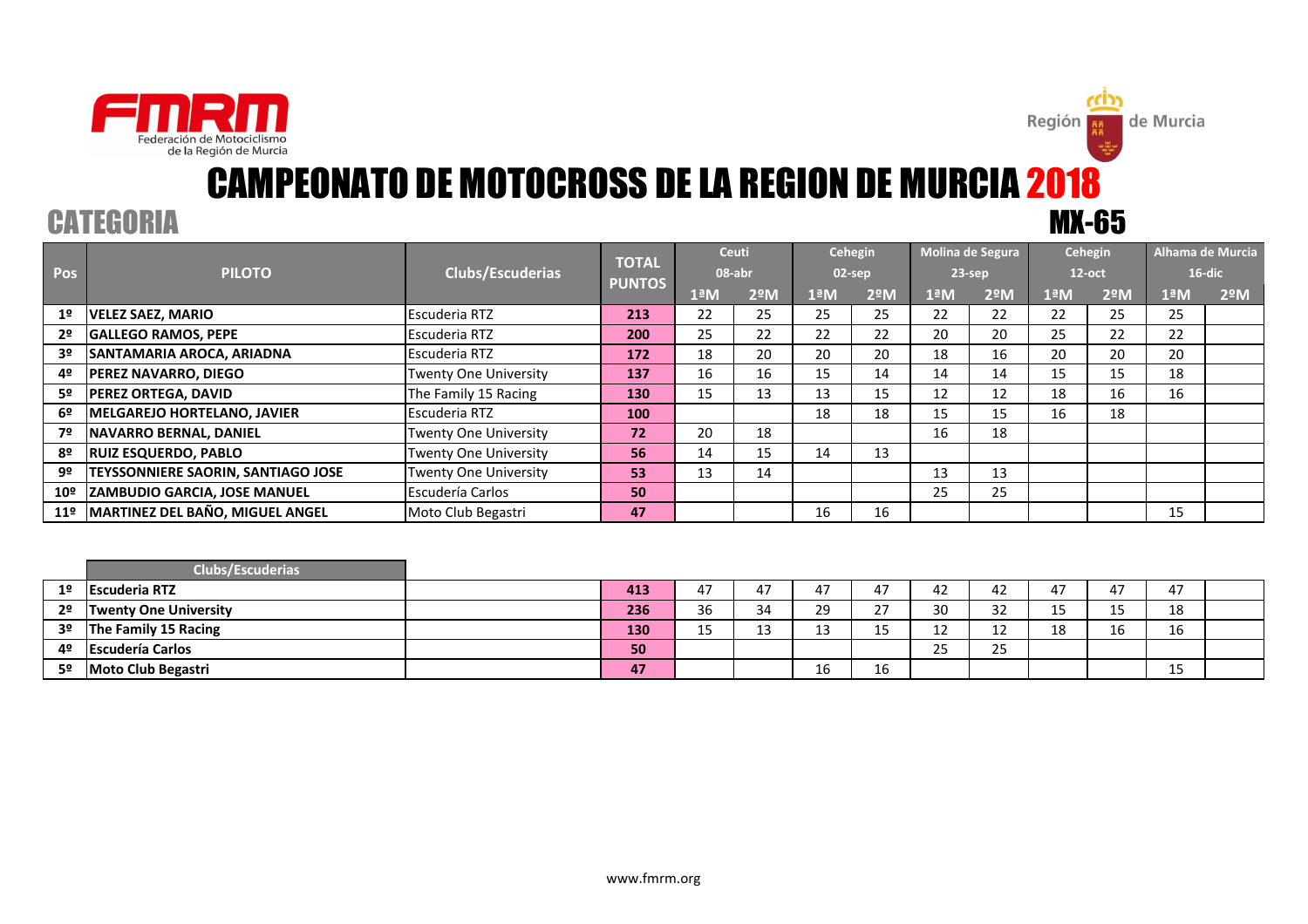Federación de Motociclismo de la Región de Murcia

Región de Murcia

# CAMPEONATO DE MOTOCROSS DE LA REGION DE MURCIA 2018

## CATEGORIA MX-65

| Pos | PILOTO | Clubs/Escuderias | TOTAL PUNTOS | Ceuti 08-abr | | Cehegin 02-sep | | Molina de Segura 23-sep | | Cehegin 12-oct | | Alhama de Murcia 16-dic | |
|---|---|---|---|---|---|---|---|---|---|---|---|---|---|
| | | | | 1ªM | 2ºM | 1ªM | 2ºM | 1ªM | 2ºM | 1ªM | 2ºM | 1ªM | 2ºM |
| 1º | VELEZ SAEZ, MARIO | Escuderia RTZ | 213 | 22 | 25 | 25 | 25 | 22 | 22 | 22 | 25 | 25 | |
| 2º | GALLEGO RAMOS, PEPE | Escuderia RTZ | 200 | 25 | 22 | 22 | 22 | 20 | 20 | 25 | 22 | 22 | |
| 3º | SANTAMARIA AROCA, ARIADNA | Escuderia RTZ | 172 | 18 | 20 | 20 | 20 | 18 | 16 | 20 | 20 | 20 | |
| 4º | PEREZ NAVARRO, DIEGO | Twenty One University | 137 | 16 | 16 | 15 | 14 | 14 | 14 | 15 | 15 | 18 | |
| 5º | PEREZ ORTEGA, DAVID | The Family 15 Racing | 130 | 15 | 13 | 13 | 15 | 12 | 12 | 18 | 16 | 16 | |
| 6º | MELGAREJO HORTELANO, JAVIER | Escuderia RTZ | 100 | | | 18 | 18 | 15 | 15 | 16 | 18 | | |
| 7º | NAVARRO BERNAL, DANIEL | Twenty One University | 72 | 20 | 18 | | | 16 | 18 | | | | |
| 8º | RUIZ ESQUERDO, PABLO | Twenty One University | 56 | 14 | 15 | 14 | 13 | | | | | | |
| 9º | TEYSSONNIERE SAORIN, SANTIAGO JOSE | Twenty One University | 53 | 13 | 14 | | | 13 | 13 | | | | |
| 10º | ZAMBUDIO GARCIA, JOSE MANUEL | Escudería Carlos | 50 | | | | | 25 | 25 | | | | |
| 11º | MARTINEZ DEL BAÑO, MIGUEL ANGEL | Moto Club Begastri | 47 | | | 16 | 16 | | | | | 15 | |

| Pos | Clubs/Escuderias | | TOTAL PUNTOS | 1ªM | 2ºM | 1ªM | 2ºM | 1ªM | 2ºM | 1ªM | 2ºM | 1ªM | 2ºM |
|---|---|---|---|---|---|---|---|---|---|---|---|---|---|
| 1º | Escuderia RTZ | | 413 | 47 | 47 | 47 | 47 | 42 | 42 | 47 | 47 | 47 | |
| 2º | Twenty One University | | 236 | 36 | 34 | 29 | 27 | 30 | 32 | 15 | 15 | 18 | |
| 3º | The Family 15 Racing | | 130 | 15 | 13 | 13 | 15 | 12 | 12 | 18 | 16 | 16 | |
| 4º | Escudería Carlos | | 50 | | | | | 25 | 25 | | | | |
| 5º | Moto Club Begastri | | 47 | | | 16 | 16 | | | | | 15 | |

www.fmrm.org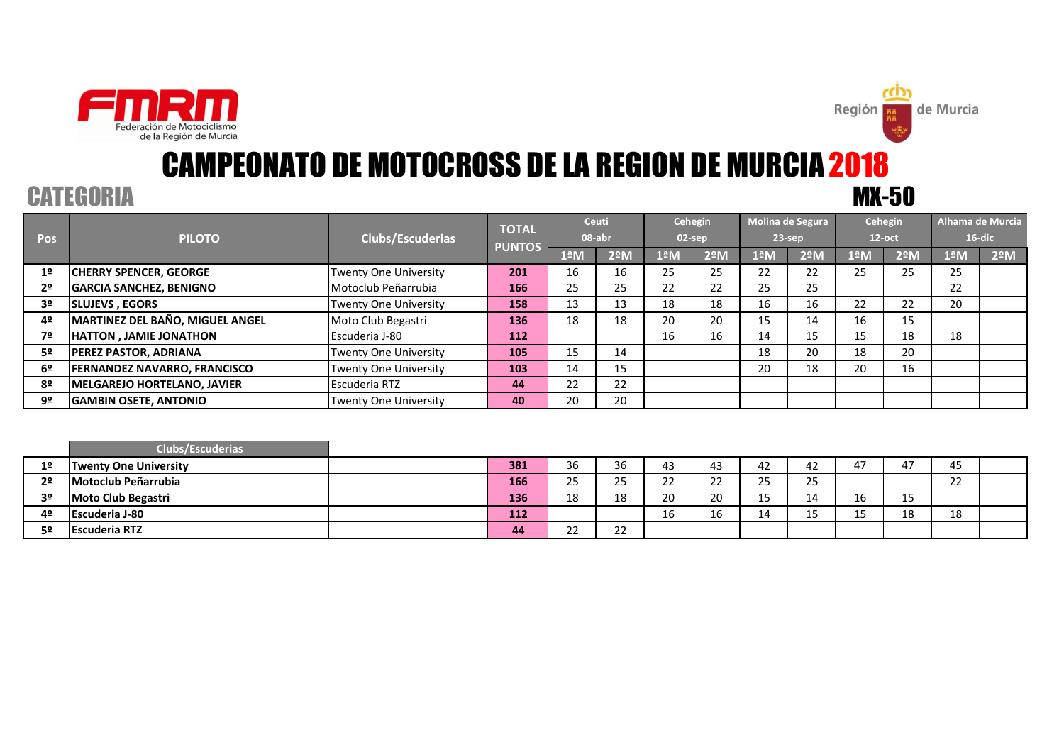FMRM Federación de Motociclismo de la Región de Murcia

Región de Murcia

# CAMPEONATO DE MOTOCROSS DE LA REGION DE MURCIA 2018

## CATEGORIA MX-50

| Pos | PILOTO | Clubs/Escuderias | TOTAL PUNTOS | Ceuti 08-abr | | Cehegin 02-sep | | Molina de Segura 23-sep | | Cehegin 12-oct | | Alhama de Murcia 16-dic | |
|---|---|---|---|---|---|---|---|---|---|---|---|---|---|
| | | | | 1ªM | 2ºM | 1ªM | 2ºM | 1ªM | 2ºM | 1ªM | 2ºM | 1ªM | 2ºM |
| 1º | **CHERRY SPENCER, GEORGE** | Twenty One University | **201** | 16 | 16 | 25 | 25 | 22 | 22 | 25 | 25 | 25 | |
| 2º | **GARCIA SANCHEZ, BENIGNO** | Motoclub Peñarrubia | **166** | 25 | 25 | 22 | 22 | 25 | 25 | | | 22 | |
| 3º | **SLUJEVS , EGORS** | Twenty One University | **158** | 13 | 13 | 18 | 18 | 16 | 16 | 22 | 22 | 20 | |
| 4º | **MARTINEZ DEL BAÑO, MIGUEL ANGEL** | Moto Club Begastri | **136** | 18 | 18 | 20 | 20 | 15 | 14 | 16 | 15 | | |
| 7º | **HATTON , JAMIE JONATHON** | Escuderia J-80 | **112** | | | 16 | 16 | 14 | 15 | 15 | 18 | 18 | |
| 5º | **PEREZ PASTOR, ADRIANA** | Twenty One University | **105** | 15 | 14 | | | 18 | 20 | 18 | 20 | | |
| 6º | **FERNANDEZ NAVARRO, FRANCISCO** | Twenty One University | **103** | 14 | 15 | | | 20 | 18 | 20 | 16 | | |
| 8º | **MELGAREJO HORTELANO, JAVIER** | Escuderia RTZ | **44** | 22 | 22 | | | | | | | | |
| 9º | **GAMBIN OSETE, ANTONIO** | Twenty One University | **40** | 20 | 20 | | | | | | | | |

| | Clubs/Escuderias | | | | | | | | | | | | |
|---|---|---|---|---|---|---|---|---|---|---|---|---|---|
| 1º | **Twenty One University** | | **381** | 36 | 36 | 43 | 43 | 42 | 42 | 47 | 47 | 45 | |
| 2º | **Motoclub Peñarrubia** | | **166** | 25 | 25 | 22 | 22 | 25 | 25 | | | 22 | |
| 3º | **Moto Club Begastri** | | **136** | 18 | 18 | 20 | 20 | 15 | 14 | 16 | 15 | | |
| 4º | **Escuderia J-80** | | **112** | | | 16 | 16 | 14 | 15 | 15 | 18 | 18 | |
| 5º | **Escuderia RTZ** | | **44** | 22 | 22 | | | | | | | | |